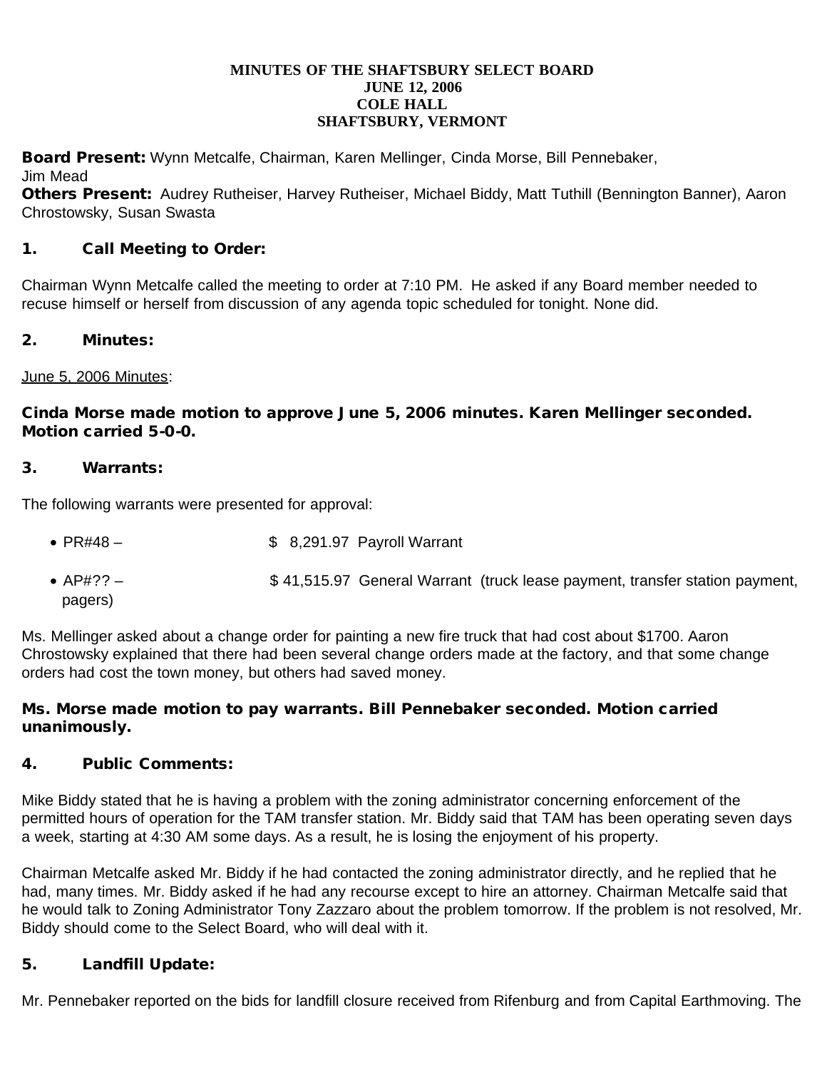# MINUTES OF THE SHAFTSBURY SELECT BOARD
## JUNE 12, 2006
## COLE HALL
## SHAFTSBURY, VERMONT

**Board Present:** Wynn Metcalfe, Chairman, Karen Mellinger, Cinda Morse, Bill Pennebaker, Jim Mead
**Others Present:** Audrey Rutheiser, Harvey Rutheiser, Michael Biddy, Matt Tuthill (Bennington Banner), Aaron Chrostowsky, Susan Swasta

## 1. Call Meeting to Order:

Chairman Wynn Metcalfe called the meeting to order at 7:10 PM. He asked if any Board member needed to recuse himself or herself from discussion of any agenda topic scheduled for tonight. None did.

## 2. Minutes:

June 5, 2006 Minutes:

**Cinda Morse made motion to approve June 5, 2006 minutes. Karen Mellinger seconded. Motion carried 5-0-0.**

## 3. Warrants:

The following warrants were presented for approval:

- PR#48 – $ 8,291.97 Payroll Warrant
- AP#?? – $ 41,515.97 General Warrant (truck lease payment, transfer station payment, pagers)

Ms. Mellinger asked about a change order for painting a new fire truck that had cost about $1700. Aaron Chrostowsky explained that there had been several change orders made at the factory, and that some change orders had cost the town money, but others had saved money.

**Ms. Morse made motion to pay warrants. Bill Pennebaker seconded. Motion carried unanimously.**

## 4. Public Comments:

Mike Biddy stated that he is having a problem with the zoning administrator concerning enforcement of the permitted hours of operation for the TAM transfer station. Mr. Biddy said that TAM has been operating seven days a week, starting at 4:30 AM some days. As a result, he is losing the enjoyment of his property.

Chairman Metcalfe asked Mr. Biddy if he had contacted the zoning administrator directly, and he replied that he had, many times. Mr. Biddy asked if he had any recourse except to hire an attorney. Chairman Metcalfe said that he would talk to Zoning Administrator Tony Zazzaro about the problem tomorrow. If the problem is not resolved, Mr. Biddy should come to the Select Board, who will deal with it.

## 5. Landfill Update:

Mr. Pennebaker reported on the bids for landfill closure received from Rifenburg and from Capital Earthmoving. The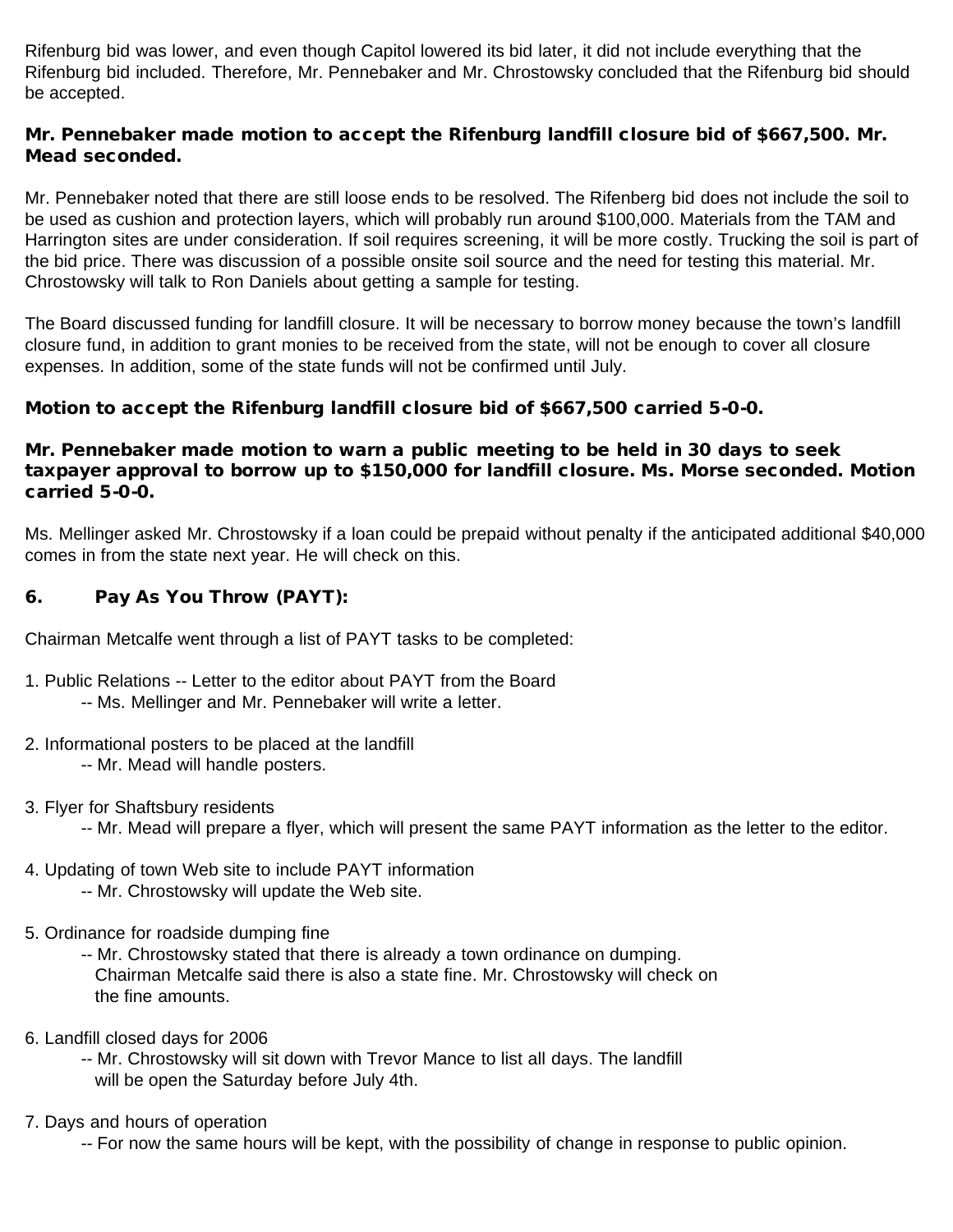Rifenburg bid was lower, and even though Capitol lowered its bid later, it did not include everything that the Rifenburg bid included. Therefore, Mr. Pennebaker and Mr. Chrostowsky concluded that the Rifenburg bid should be accepted.

**Mr. Pennebaker made motion to accept the Rifenburg landfill closure bid of $667,500. Mr. Mead seconded.**

Mr. Pennebaker noted that there are still loose ends to be resolved. The Rifenberg bid does not include the soil to be used as cushion and protection layers, which will probably run around $100,000. Materials from the TAM and Harrington sites are under consideration. If soil requires screening, it will be more costly. Trucking the soil is part of the bid price. There was discussion of a possible onsite soil source and the need for testing this material. Mr. Chrostowsky will talk to Ron Daniels about getting a sample for testing.

The Board discussed funding for landfill closure. It will be necessary to borrow money because the town's landfill closure fund, in addition to grant monies to be received from the state, will not be enough to cover all closure expenses. In addition, some of the state funds will not be confirmed until July.

**Motion to accept the Rifenburg landfill closure bid of $667,500 carried 5-0-0.**

**Mr. Pennebaker made motion to warn a public meeting to be held in 30 days to seek taxpayer approval to borrow up to $150,000 for landfill closure. Ms. Morse seconded. Motion carried 5-0-0.**

Ms. Mellinger asked Mr. Chrostowsky if a loan could be prepaid without penalty if the anticipated additional $40,000 comes in from the state next year. He will check on this.

### 6. Pay As You Throw (PAYT):

Chairman Metcalfe went through a list of PAYT tasks to be completed:

1. Public Relations -- Letter to the editor about PAYT from the Board
   -- Ms. Mellinger and Mr. Pennebaker will write a letter.

2. Informational posters to be placed at the landfill
   -- Mr. Mead will handle posters.

3. Flyer for Shaftsbury residents
   -- Mr. Mead will prepare a flyer, which will present the same PAYT information as the letter to the editor.

4. Updating of town Web site to include PAYT information
   -- Mr. Chrostowsky will update the Web site.

5. Ordinance for roadside dumping fine
   -- Mr. Chrostowsky stated that there is already a town ordinance on dumping. Chairman Metcalfe said there is also a state fine. Mr. Chrostowsky will check on the fine amounts.

6. Landfill closed days for 2006
   -- Mr. Chrostowsky will sit down with Trevor Mance to list all days. The landfill will be open the Saturday before July 4th.

7. Days and hours of operation
   -- For now the same hours will be kept, with the possibility of change in response to public opinion.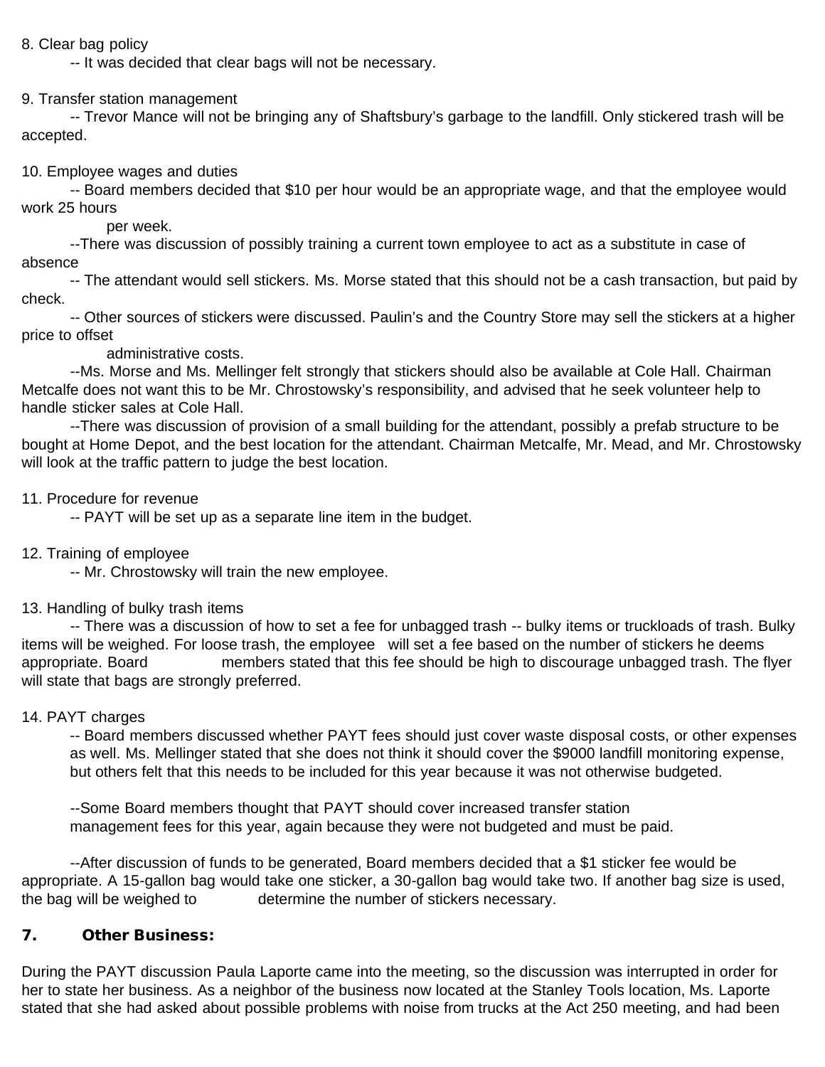8. Clear bag policy

-- It was decided that clear bags will not be necessary.

9. Transfer station management

-- Trevor Mance will not be bringing any of Shaftsbury's garbage to the landfill. Only stickered trash will be accepted.

10. Employee wages and duties

-- Board members decided that $10 per hour would be an appropriate wage, and that the employee would work 25 hours per week.

--There was discussion of possibly training a current town employee to act as a substitute in case of absence

-- The attendant would sell stickers. Ms. Morse stated that this should not be a cash transaction, but paid by check.

-- Other sources of stickers were discussed. Paulin's and the Country Store may sell the stickers at a higher price to offset administrative costs.

--Ms. Morse and Ms. Mellinger felt strongly that stickers should also be available at Cole Hall. Chairman Metcalfe does not want this to be Mr. Chrostowsky's responsibility, and advised that he seek volunteer help to handle sticker sales at Cole Hall.

--There was discussion of provision of a small building for the attendant, possibly a prefab structure to be bought at Home Depot, and the best location for the attendant. Chairman Metcalfe, Mr. Mead, and Mr. Chrostowsky will look at the traffic pattern to judge the best location.

11. Procedure for revenue

-- PAYT will be set up as a separate line item in the budget.

12. Training of employee

-- Mr. Chrostowsky will train the new employee.

13. Handling of bulky trash items

-- There was a discussion of how to set a fee for unbagged trash -- bulky items or truckloads of trash. Bulky items will be weighed. For loose trash, the employee will set a fee based on the number of stickers he deems appropriate. Board members stated that this fee should be high to discourage unbagged trash. The flyer will state that bags are strongly preferred.

14. PAYT charges

-- Board members discussed whether PAYT fees should just cover waste disposal costs, or other expenses as well. Ms. Mellinger stated that she does not think it should cover the $9000 landfill monitoring expense, but others felt that this needs to be included for this year because it was not otherwise budgeted.

--Some Board members thought that PAYT should cover increased transfer station management fees for this year, again because they were not budgeted and must be paid.

--After discussion of funds to be generated, Board members decided that a $1 sticker fee would be appropriate. A 15-gallon bag would take one sticker, a 30-gallon bag would take two. If another bag size is used, the bag will be weighed to determine the number of stickers necessary.

## 7. Other Business:

During the PAYT discussion Paula Laporte came into the meeting, so the discussion was interrupted in order for her to state her business. As a neighbor of the business now located at the Stanley Tools location, Ms. Laporte stated that she had asked about possible problems with noise from trucks at the Act 250 meeting, and had been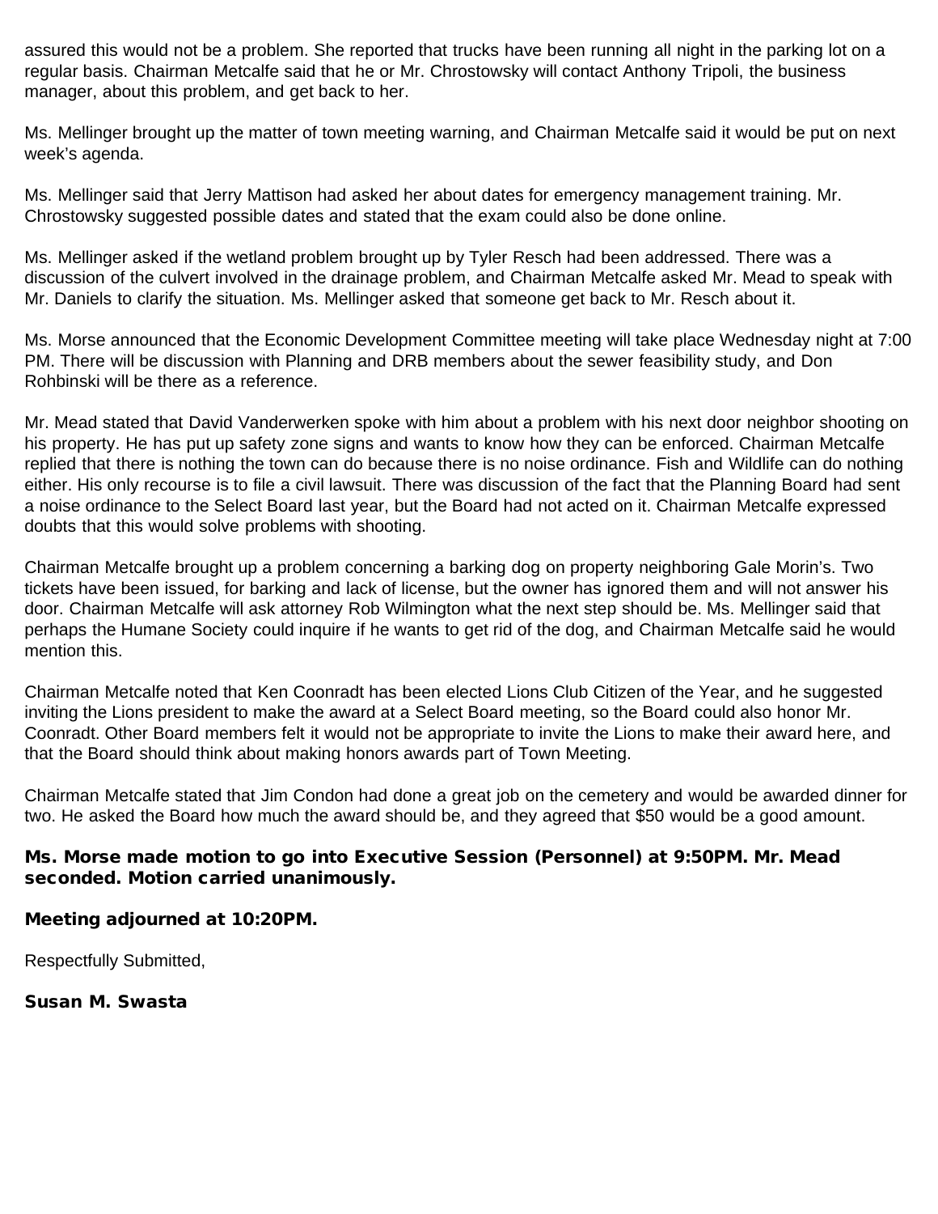assured this would not be a problem. She reported that trucks have been running all night in the parking lot on a regular basis. Chairman Metcalfe said that he or Mr. Chrostowsky will contact Anthony Tripoli, the business manager, about this problem, and get back to her.

Ms. Mellinger brought up the matter of town meeting warning, and Chairman Metcalfe said it would be put on next week's agenda.

Ms. Mellinger said that Jerry Mattison had asked her about dates for emergency management training. Mr. Chrostowsky suggested possible dates and stated that the exam could also be done online.

Ms. Mellinger asked if the wetland problem brought up by Tyler Resch had been addressed. There was a discussion of the culvert involved in the drainage problem, and Chairman Metcalfe asked Mr. Mead to speak with Mr. Daniels to clarify the situation. Ms. Mellinger asked that someone get back to Mr. Resch about it.

Ms. Morse announced that the Economic Development Committee meeting will take place Wednesday night at 7:00 PM. There will be discussion with Planning and DRB members about the sewer feasibility study, and Don Rohbinski will be there as a reference.

Mr. Mead stated that David Vanderwerken spoke with him about a problem with his next door neighbor shooting on his property. He has put up safety zone signs and wants to know how they can be enforced. Chairman Metcalfe replied that there is nothing the town can do because there is no noise ordinance. Fish and Wildlife can do nothing either. His only recourse is to file a civil lawsuit. There was discussion of the fact that the Planning Board had sent a noise ordinance to the Select Board last year, but the Board had not acted on it. Chairman Metcalfe expressed doubts that this would solve problems with shooting.

Chairman Metcalfe brought up a problem concerning a barking dog on property neighboring Gale Morin's. Two tickets have been issued, for barking and lack of license, but the owner has ignored them and will not answer his door. Chairman Metcalfe will ask attorney Rob Wilmington what the next step should be. Ms. Mellinger said that perhaps the Humane Society could inquire if he wants to get rid of the dog, and Chairman Metcalfe said he would mention this.

Chairman Metcalfe noted that Ken Coonradt has been elected Lions Club Citizen of the Year, and he suggested inviting the Lions president to make the award at a Select Board meeting, so the Board could also honor Mr. Coonradt. Other Board members felt it would not be appropriate to invite the Lions to make their award here, and that the Board should think about making honors awards part of Town Meeting.

Chairman Metcalfe stated that Jim Condon had done a great job on the cemetery and would be awarded dinner for two. He asked the Board how much the award should be, and they agreed that $50 would be a good amount.

**Ms. Morse made motion to go into Executive Session (Personnel) at 9:50PM. Mr. Mead seconded. Motion carried unanimously.**

**Meeting adjourned at 10:20PM.**

Respectfully Submitted,

**Susan M. Swasta**